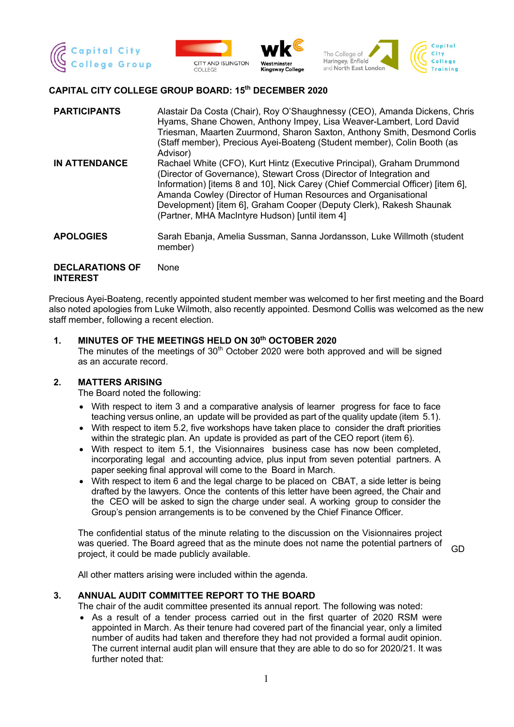Capital City College Group | CITY AND ISLINGTON COLLEGE | Westminster Kingsway College | The College of Haringey, Enfield and North East London | Capital City College Training

# CAPITAL CITY COLLEGE GROUP BOARD: 15th DECEMBER 2020

| | |
|---|---|
| **PARTICIPANTS** | Alastair Da Costa (Chair), Roy O'Shaughnessy (CEO), Amanda Dickens, Chris Hyams, Shane Chowen, Anthony Impey, Lisa Weaver-Lambert, Lord David Triesman, Maarten Zuurmond, Sharon Saxton, Anthony Smith, Desmond Corlis (Staff member), Precious Ayei-Boateng (Student member), Colin Booth (as Advisor) |
| **IN ATTENDANCE** | Rachael White (CFO), Kurt Hintz (Executive Principal), Graham Drummond (Director of Governance), Stewart Cross (Director of Integration and Information) [items 8 and 10], Nick Carey (Chief Commercial Officer) [item 6], Amanda Cowley (Director of Human Resources and Organisational Development) [item 6], Graham Cooper (Deputy Clerk), Rakesh Shaunak (Partner, MHA MacIntyre Hudson) [until item 4] |
| **APOLOGIES** | Sarah Ebanja, Amelia Sussman, Sanna Jordansson, Luke Willmoth (student member) |
| **DECLARATIONS OF INTEREST** | None |

Precious Ayei-Boateng, recently appointed student member was welcomed to her first meeting and the Board also noted apologies from Luke Wilmoth, also recently appointed. Desmond Collis was welcomed as the new staff member, following a recent election.

## 1. MINUTES OF THE MEETINGS HELD ON 30th OCTOBER 2020

The minutes of the meetings of 30th October 2020 were both approved and will be signed as an accurate record.

## 2. MATTERS ARISING

The Board noted the following:

- With respect to item 3 and a comparative analysis of learner progress for face to face teaching versus online, an update will be provided as part of the quality update (item 5.1).
- With respect to item 5.2, five workshops have taken place to consider the draft priorities within the strategic plan. An update is provided as part of the CEO report (item 6).
- With respect to item 5.1, the Visionnaires business case has now been completed, incorporating legal and accounting advice, plus input from seven potential partners. A paper seeking final approval will come to the Board in March.
- With respect to item 6 and the legal charge to be placed on CBAT, a side letter is being drafted by the lawyers. Once the contents of this letter have been agreed, the Chair and the CEO will be asked to sign the charge under seal. A working group to consider the Group's pension arrangements is to be convened by the Chief Finance Officer.

The confidential status of the minute relating to the discussion on the Visionnaires project was queried. The Board agreed that as the minute does not name the potential partners of project, it could be made publicly available. **GD**

All other matters arising were included within the agenda.

## 3. ANNUAL AUDIT COMMITTEE REPORT TO THE BOARD

The chair of the audit committee presented its annual report. The following was noted:

- As a result of a tender process carried out in the first quarter of 2020 RSM were appointed in March. As their tenure had covered part of the financial year, only a limited number of audits had taken and therefore they had not provided a formal audit opinion. The current internal audit plan will ensure that they are able to do so for 2020/21. It was further noted that: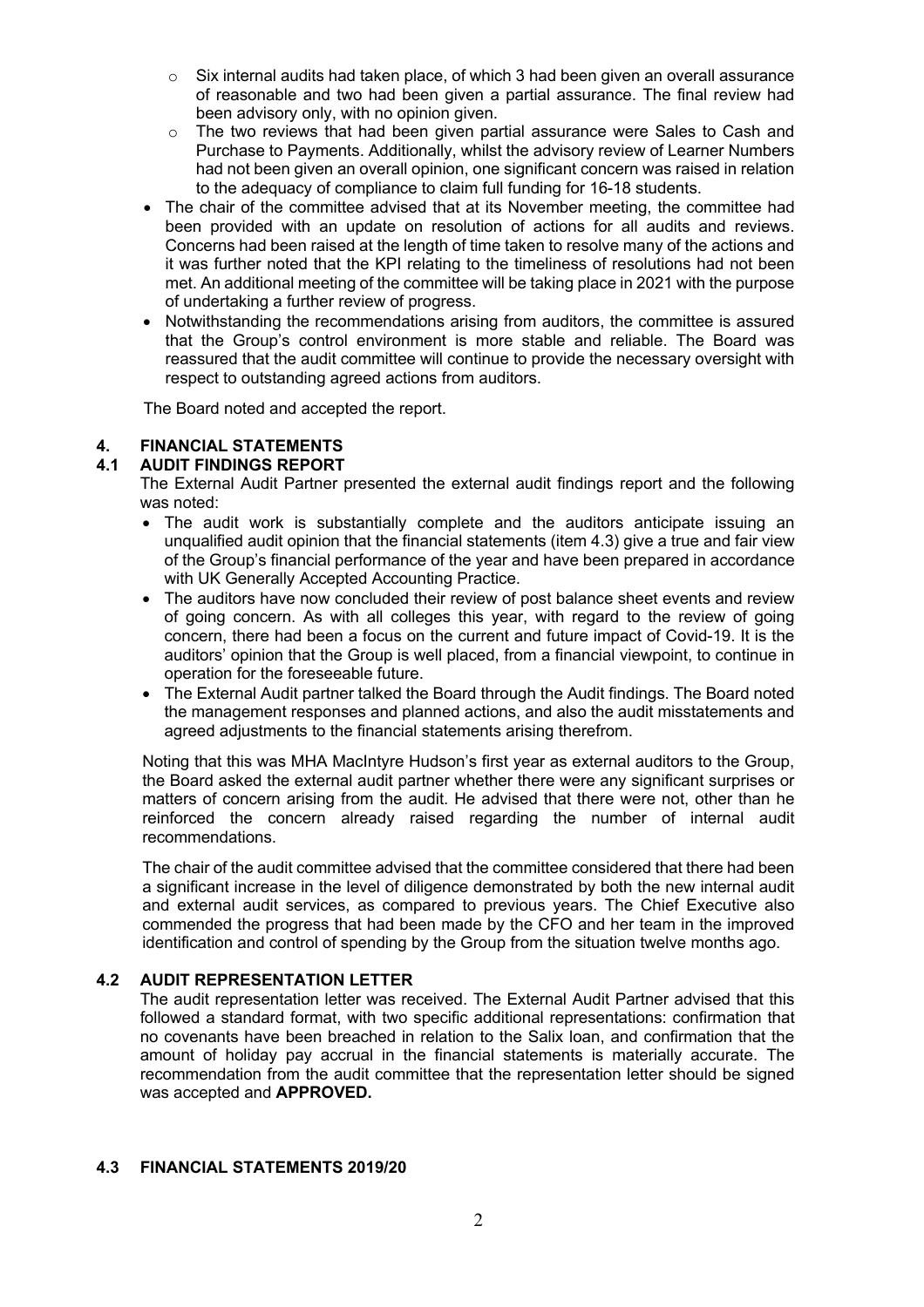- Six internal audits had taken place, of which 3 had been given an overall assurance of reasonable and two had been given a partial assurance. The final review had been advisory only, with no opinion given.
  - The two reviews that had been given partial assurance were Sales to Cash and Purchase to Payments. Additionally, whilst the advisory review of Learner Numbers had not been given an overall opinion, one significant concern was raised in relation to the adequacy of compliance to claim full funding for 16-18 students.
- The chair of the committee advised that at its November meeting, the committee had been provided with an update on resolution of actions for all audits and reviews. Concerns had been raised at the length of time taken to resolve many of the actions and it was further noted that the KPI relating to the timeliness of resolutions had not been met. An additional meeting of the committee will be taking place in 2021 with the purpose of undertaking a further review of progress.
- Notwithstanding the recommendations arising from auditors, the committee is assured that the Group's control environment is more stable and reliable. The Board was reassured that the audit committee will continue to provide the necessary oversight with respect to outstanding agreed actions from auditors.

The Board noted and accepted the report.

## 4. FINANCIAL STATEMENTS

### 4.1 AUDIT FINDINGS REPORT

The External Audit Partner presented the external audit findings report and the following was noted:

- The audit work is substantially complete and the auditors anticipate issuing an unqualified audit opinion that the financial statements (item 4.3) give a true and fair view of the Group's financial performance of the year and have been prepared in accordance with UK Generally Accepted Accounting Practice.
- The auditors have now concluded their review of post balance sheet events and review of going concern. As with all colleges this year, with regard to the review of going concern, there had been a focus on the current and future impact of Covid-19. It is the auditors' opinion that the Group is well placed, from a financial viewpoint, to continue in operation for the foreseeable future.
- The External Audit partner talked the Board through the Audit findings. The Board noted the management responses and planned actions, and also the audit misstatements and agreed adjustments to the financial statements arising therefrom.

Noting that this was MHA MacIntyre Hudson's first year as external auditors to the Group, the Board asked the external audit partner whether there were any significant surprises or matters of concern arising from the audit. He advised that there were not, other than he reinforced the concern already raised regarding the number of internal audit recommendations.

The chair of the audit committee advised that the committee considered that there had been a significant increase in the level of diligence demonstrated by both the new internal audit and external audit services, as compared to previous years. The Chief Executive also commended the progress that had been made by the CFO and her team in the improved identification and control of spending by the Group from the situation twelve months ago.

### 4.2 AUDIT REPRESENTATION LETTER

The audit representation letter was received. The External Audit Partner advised that this followed a standard format, with two specific additional representations: confirmation that no covenants have been breached in relation to the Salix loan, and confirmation that the amount of holiday pay accrual in the financial statements is materially accurate. The recommendation from the audit committee that the representation letter should be signed was accepted and **APPROVED.**

### 4.3 FINANCIAL STATEMENTS 2019/20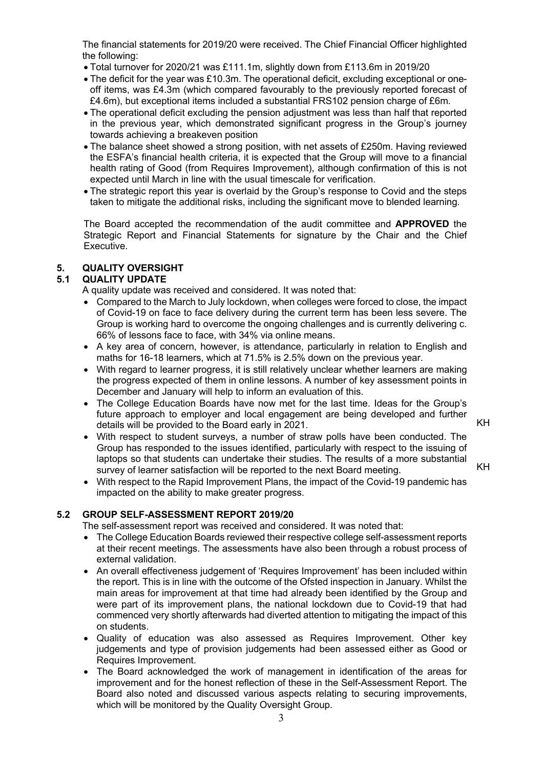The financial statements for 2019/20 were received. The Chief Financial Officer highlighted the following:

- Total turnover for 2020/21 was £111.1m, slightly down from £113.6m in 2019/20
- The deficit for the year was £10.3m. The operational deficit, excluding exceptional or one-off items, was £4.3m (which compared favourably to the previously reported forecast of £4.6m), but exceptional items included a substantial FRS102 pension charge of £6m.
- The operational deficit excluding the pension adjustment was less than half that reported in the previous year, which demonstrated significant progress in the Group's journey towards achieving a breakeven position
- The balance sheet showed a strong position, with net assets of £250m. Having reviewed the ESFA's financial health criteria, it is expected that the Group will move to a financial health rating of Good (from Requires Improvement), although confirmation of this is not expected until March in line with the usual timescale for verification.
- The strategic report this year is overlaid by the Group's response to Covid and the steps taken to mitigate the additional risks, including the significant move to blended learning.

The Board accepted the recommendation of the audit committee and **APPROVED** the Strategic Report and Financial Statements for signature by the Chair and the Chief Executive.

## 5. QUALITY OVERSIGHT

### 5.1 QUALITY UPDATE

A quality update was received and considered. It was noted that:

- Compared to the March to July lockdown, when colleges were forced to close, the impact of Covid-19 on face to face delivery during the current term has been less severe. The Group is working hard to overcome the ongoing challenges and is currently delivering c. 66% of lessons face to face, with 34% via online means.
- A key area of concern, however, is attendance, particularly in relation to English and maths for 16-18 learners, which at 71.5% is 2.5% down on the previous year.
- With regard to learner progress, it is still relatively unclear whether learners are making the progress expected of them in online lessons. A number of key assessment points in December and January will help to inform an evaluation of this.
- The College Education Boards have now met for the last time. Ideas for the Group's future approach to employer and local engagement are being developed and further details will be provided to the Board early in 2021. **KH**
- With respect to student surveys, a number of straw polls have been conducted. The Group has responded to the issues identified, particularly with respect to the issuing of laptops so that students can undertake their studies. The results of a more substantial survey of learner satisfaction will be reported to the next Board meeting. **KH**
- With respect to the Rapid Improvement Plans, the impact of the Covid-19 pandemic has impacted on the ability to make greater progress.

### 5.2 GROUP SELF-ASSESSMENT REPORT 2019/20

The self-assessment report was received and considered. It was noted that:

- The College Education Boards reviewed their respective college self-assessment reports at their recent meetings. The assessments have also been through a robust process of external validation.
- An overall effectiveness judgement of 'Requires Improvement' has been included within the report. This is in line with the outcome of the Ofsted inspection in January. Whilst the main areas for improvement at that time had already been identified by the Group and were part of its improvement plans, the national lockdown due to Covid-19 that had commenced very shortly afterwards had diverted attention to mitigating the impact of this on students.
- Quality of education was also assessed as Requires Improvement. Other key judgements and type of provision judgements had been assessed either as Good or Requires Improvement.
- The Board acknowledged the work of management in identification of the areas for improvement and for the honest reflection of these in the Self-Assessment Report. The Board also noted and discussed various aspects relating to securing improvements, which will be monitored by the Quality Oversight Group.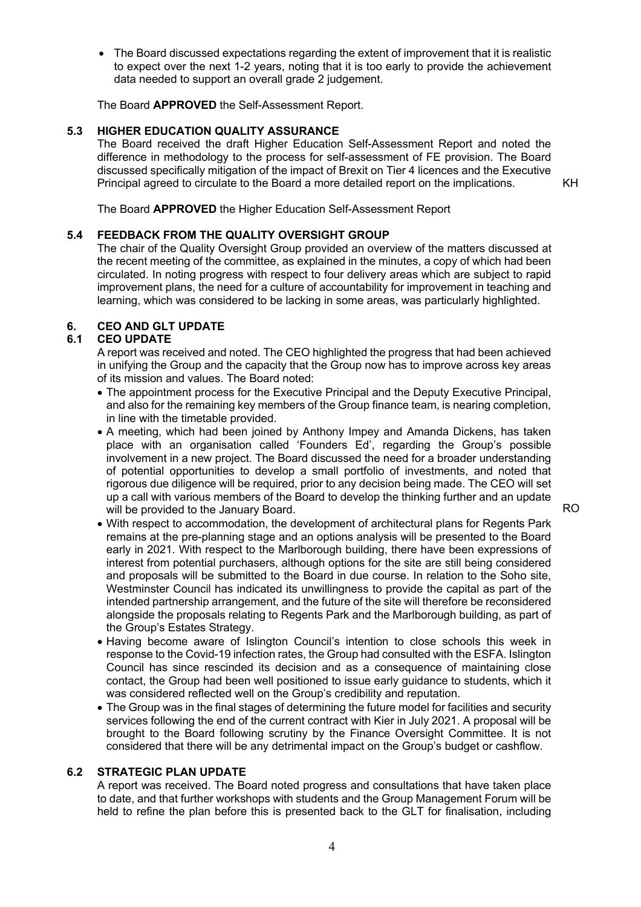- The Board discussed expectations regarding the extent of improvement that it is realistic to expect over the next 1-2 years, noting that it is too early to provide the achievement data needed to support an overall grade 2 judgement.

The Board **APPROVED** the Self-Assessment Report.

### 5.3 HIGHER EDUCATION QUALITY ASSURANCE

The Board received the draft Higher Education Self-Assessment Report and noted the difference in methodology to the process for self-assessment of FE provision. The Board discussed specifically mitigation of the impact of Brexit on Tier 4 licences and the Executive Principal agreed to circulate to the Board a more detailed report on the implications. **KH**

The Board **APPROVED** the Higher Education Self-Assessment Report

### 5.4 FEEDBACK FROM THE QUALITY OVERSIGHT GROUP

The chair of the Quality Oversight Group provided an overview of the matters discussed at the recent meeting of the committee, as explained in the minutes, a copy of which had been circulated. In noting progress with respect to four delivery areas which are subject to rapid improvement plans, the need for a culture of accountability for improvement in teaching and learning, which was considered to be lacking in some areas, was particularly highlighted.

## 6. CEO AND GLT UPDATE

### 6.1 CEO UPDATE

A report was received and noted. The CEO highlighted the progress that had been achieved in unifying the Group and the capacity that the Group now has to improve across key areas of its mission and values. The Board noted:

- The appointment process for the Executive Principal and the Deputy Executive Principal, and also for the remaining key members of the Group finance team, is nearing completion, in line with the timetable provided.
- A meeting, which had been joined by Anthony Impey and Amanda Dickens, has taken place with an organisation called 'Founders Ed', regarding the Group's possible involvement in a new project. The Board discussed the need for a broader understanding of potential opportunities to develop a small portfolio of investments, and noted that rigorous due diligence will be required, prior to any decision being made. The CEO will set up a call with various members of the Board to develop the thinking further and an update will be provided to the January Board. **RO**
- With respect to accommodation, the development of architectural plans for Regents Park remains at the pre-planning stage and an options analysis will be presented to the Board early in 2021. With respect to the Marlborough building, there have been expressions of interest from potential purchasers, although options for the site are still being considered and proposals will be submitted to the Board in due course. In relation to the Soho site, Westminster Council has indicated its unwillingness to provide the capital as part of the intended partnership arrangement, and the future of the site will therefore be reconsidered alongside the proposals relating to Regents Park and the Marlborough building, as part of the Group's Estates Strategy.
- Having become aware of Islington Council's intention to close schools this week in response to the Covid-19 infection rates, the Group had consulted with the ESFA. Islington Council has since rescinded its decision and as a consequence of maintaining close contact, the Group had been well positioned to issue early guidance to students, which it was considered reflected well on the Group's credibility and reputation.
- The Group was in the final stages of determining the future model for facilities and security services following the end of the current contract with Kier in July 2021. A proposal will be brought to the Board following scrutiny by the Finance Oversight Committee. It is not considered that there will be any detrimental impact on the Group's budget or cashflow.

### 6.2 STRATEGIC PLAN UPDATE

A report was received. The Board noted progress and consultations that have taken place to date, and that further workshops with students and the Group Management Forum will be held to refine the plan before this is presented back to the GLT for finalisation, including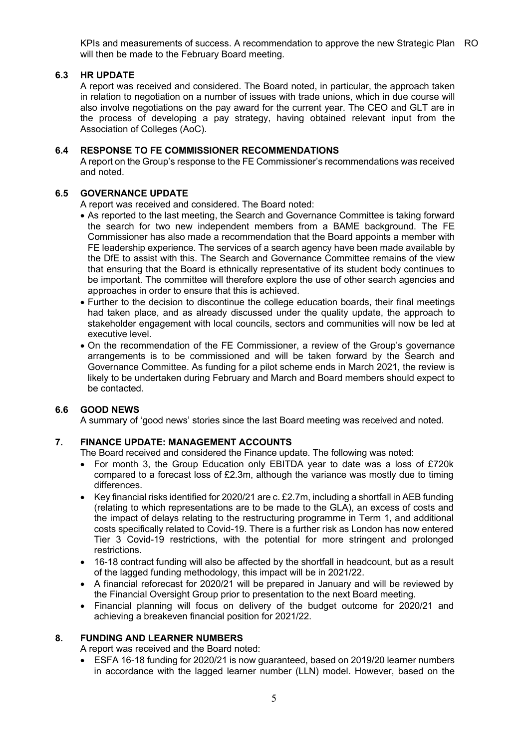KPIs and measurements of success. A recommendation to approve the new Strategic Plan will then be made to the February Board meeting. RO

### 6.3 HR UPDATE

A report was received and considered. The Board noted, in particular, the approach taken in relation to negotiation on a number of issues with trade unions, which in due course will also involve negotiations on the pay award for the current year. The CEO and GLT are in the process of developing a pay strategy, having obtained relevant input from the Association of Colleges (AoC).

### 6.4 RESPONSE TO FE COMMISSIONER RECOMMENDATIONS

A report on the Group's response to the FE Commissioner's recommendations was received and noted.

### 6.5 GOVERNANCE UPDATE

A report was received and considered. The Board noted:

- As reported to the last meeting, the Search and Governance Committee is taking forward the search for two new independent members from a BAME background. The FE Commissioner has also made a recommendation that the Board appoints a member with FE leadership experience. The services of a search agency have been made available by the DfE to assist with this. The Search and Governance Committee remains of the view that ensuring that the Board is ethnically representative of its student body continues to be important. The committee will therefore explore the use of other search agencies and approaches in order to ensure that this is achieved.
- Further to the decision to discontinue the college education boards, their final meetings had taken place, and as already discussed under the quality update, the approach to stakeholder engagement with local councils, sectors and communities will now be led at executive level.
- On the recommendation of the FE Commissioner, a review of the Group's governance arrangements is to be commissioned and will be taken forward by the Search and Governance Committee. As funding for a pilot scheme ends in March 2021, the review is likely to be undertaken during February and March and Board members should expect to be contacted.

### 6.6 GOOD NEWS

A summary of 'good news' stories since the last Board meeting was received and noted.

## 7. FINANCE UPDATE: MANAGEMENT ACCOUNTS

The Board received and considered the Finance update. The following was noted:

- For month 3, the Group Education only EBITDA year to date was a loss of £720k compared to a forecast loss of £2.3m, although the variance was mostly due to timing differences.
- Key financial risks identified for 2020/21 are c. £2.7m, including a shortfall in AEB funding (relating to which representations are to be made to the GLA), an excess of costs and the impact of delays relating to the restructuring programme in Term 1, and additional costs specifically related to Covid-19. There is a further risk as London has now entered Tier 3 Covid-19 restrictions, with the potential for more stringent and prolonged restrictions.
- 16-18 contract funding will also be affected by the shortfall in headcount, but as a result of the lagged funding methodology, this impact will be in 2021/22.
- A financial reforecast for 2020/21 will be prepared in January and will be reviewed by the Financial Oversight Group prior to presentation to the next Board meeting.
- Financial planning will focus on delivery of the budget outcome for 2020/21 and achieving a breakeven financial position for 2021/22.

## 8. FUNDING AND LEARNER NUMBERS

A report was received and the Board noted:

- ESFA 16-18 funding for 2020/21 is now guaranteed, based on 2019/20 learner numbers in accordance with the lagged learner number (LLN) model. However, based on the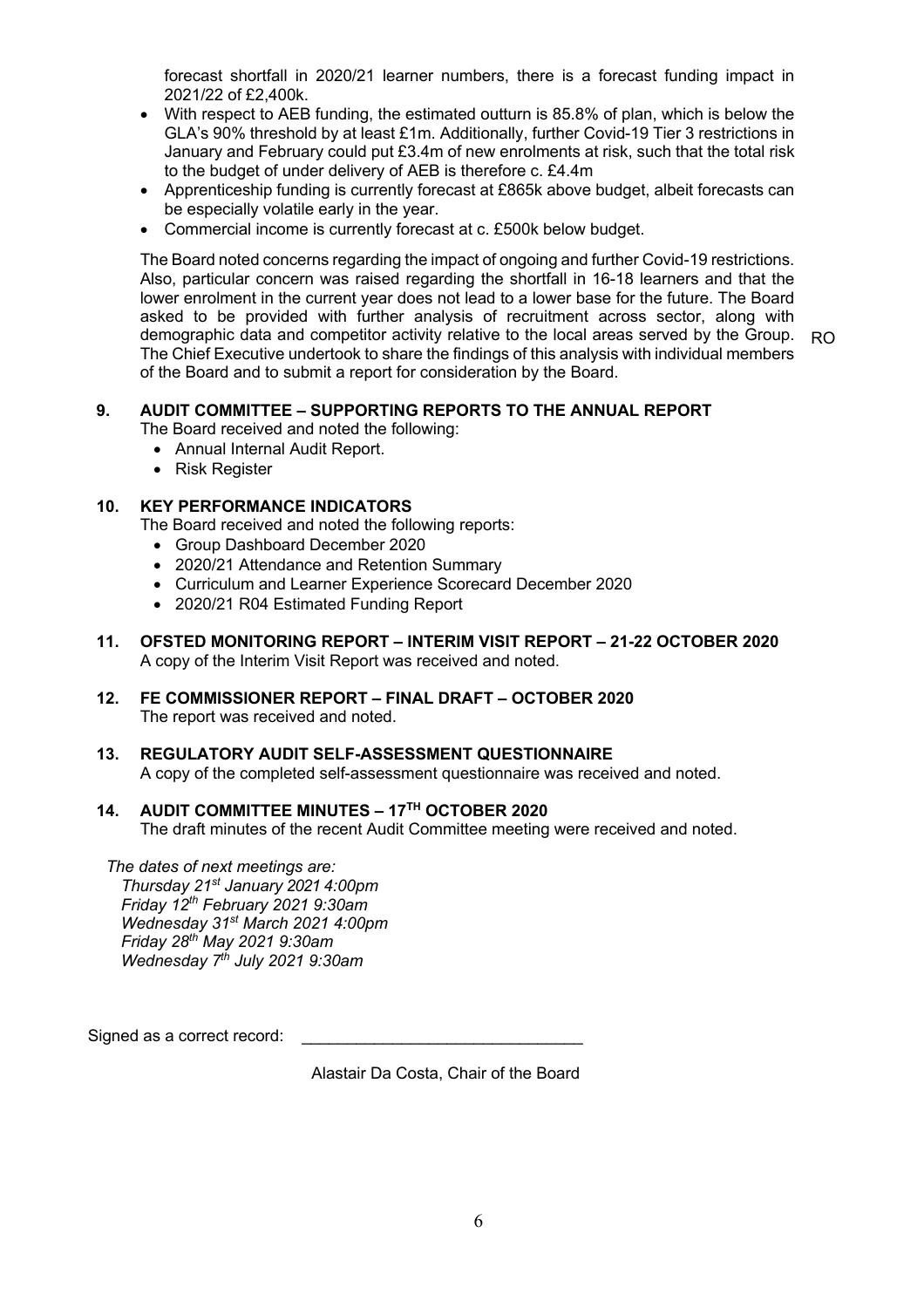forecast shortfall in 2020/21 learner numbers, there is a forecast funding impact in 2021/22 of £2,400k.

- With respect to AEB funding, the estimated outturn is 85.8% of plan, which is below the GLA's 90% threshold by at least £1m. Additionally, further Covid-19 Tier 3 restrictions in January and February could put £3.4m of new enrolments at risk, such that the total risk to the budget of under delivery of AEB is therefore c. £4.4m
- Apprenticeship funding is currently forecast at £865k above budget, albeit forecasts can be especially volatile early in the year.
- Commercial income is currently forecast at c. £500k below budget.

The Board noted concerns regarding the impact of ongoing and further Covid-19 restrictions. Also, particular concern was raised regarding the shortfall in 16-18 learners and that the lower enrolment in the current year does not lead to a lower base for the future. The Board asked to be provided with further analysis of recruitment across sector, along with demographic data and competitor activity relative to the local areas served by the Group. The Chief Executive undertook to share the findings of this analysis with individual members of the Board and to submit a report for consideration by the Board. RO

**9. AUDIT COMMITTEE – SUPPORTING REPORTS TO THE ANNUAL REPORT**

The Board received and noted the following:

- Annual Internal Audit Report.
- Risk Register

**10. KEY PERFORMANCE INDICATORS**

The Board received and noted the following reports:

- Group Dashboard December 2020
- 2020/21 Attendance and Retention Summary
- Curriculum and Learner Experience Scorecard December 2020
- 2020/21 R04 Estimated Funding Report

**11. OFSTED MONITORING REPORT – INTERIM VISIT REPORT – 21-22 OCTOBER 2020**

A copy of the Interim Visit Report was received and noted.

**12. FE COMMISSIONER REPORT – FINAL DRAFT – OCTOBER 2020**

The report was received and noted.

**13. REGULATORY AUDIT SELF-ASSESSMENT QUESTIONNAIRE**

A copy of the completed self-assessment questionnaire was received and noted.

**14. AUDIT COMMITTEE MINUTES – 17TH OCTOBER 2020**

The draft minutes of the recent Audit Committee meeting were received and noted.

*The dates of next meetings are:*
*Thursday 21st January 2021 4:00pm*
*Friday 12th February 2021 9:30am*
*Wednesday 31st March 2021 4:00pm*
*Friday 28th May 2021 9:30am*
*Wednesday 7th July 2021 9:30am*

Signed as a correct record: \_\_\_\_\_\_\_\_\_\_\_\_\_\_\_\_\_\_\_\_\_\_\_\_\_\_\_\_\_\_\_

Alastair Da Costa, Chair of the Board